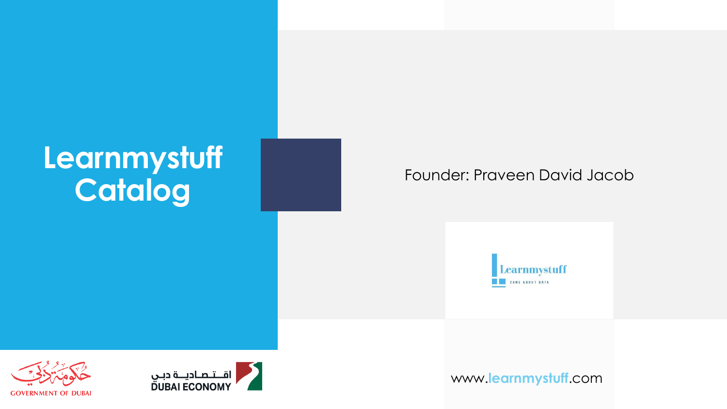# Learnmystuff Catalog

Founder: Praveen David Jacob

Learnmystuff

CARE ABOUT DATA

حكومة دبي

GOVERNMENT OF DUBAI

اقتصادية دبي

DUBAI ECONOMY

www.learnmystuff.com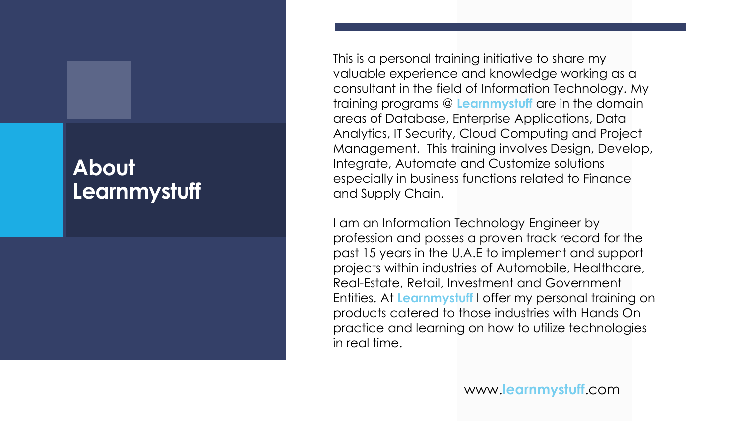# About Learnmystuff

This is a personal training initiative to share my valuable experience and knowledge working as a consultant in the field of Information Technology. My training programs @ **Learnmystuff** are in the domain areas of Database, Enterprise Applications, Data Analytics, IT Security, Cloud Computing and Project Management. This training involves Design, Develop, Integrate, Automate and Customize solutions especially in business functions related to Finance and Supply Chain.

I am an Information Technology Engineer by profession and posses a proven track record for the past 15 years in the U.A.E to implement and support projects within industries of Automobile, Healthcare, Real-Estate, Retail, Investment and Government Entities. At **Learnmystuff** I offer my personal training on products catered to those industries with Hands On practice and learning on how to utilize technologies in real time.

www.**learnmystuff**.com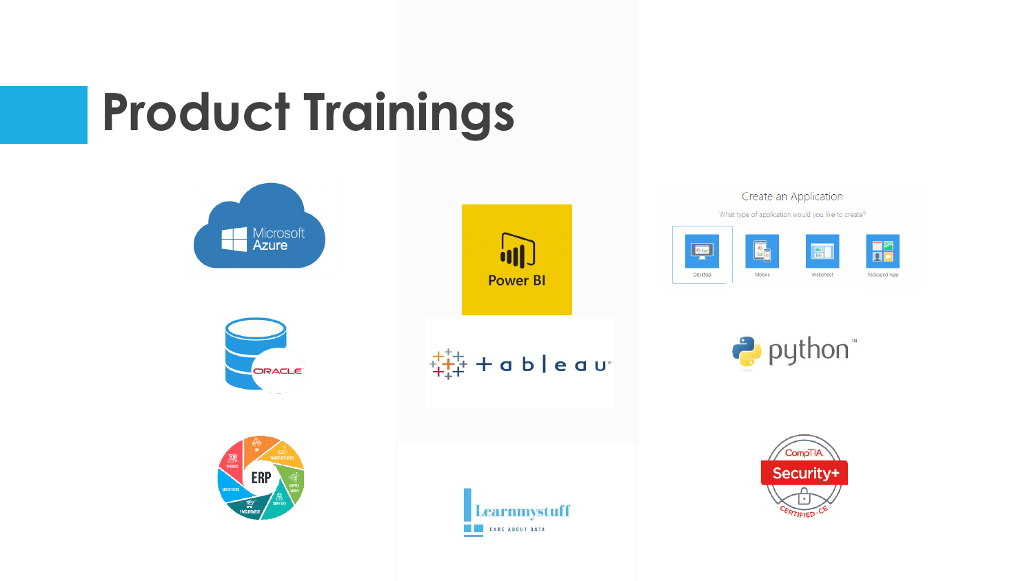# Product Trainings

Microsoft Azure

Power BI

Create an Application

What type of application would you like to create?

Desktop

Mobile

Websheet

Packaged App

ORACLE

tableau

python

ERP

Learnmystuff

CARE ABOUT DATA

CompTIA Security+

CERTIFIED · CE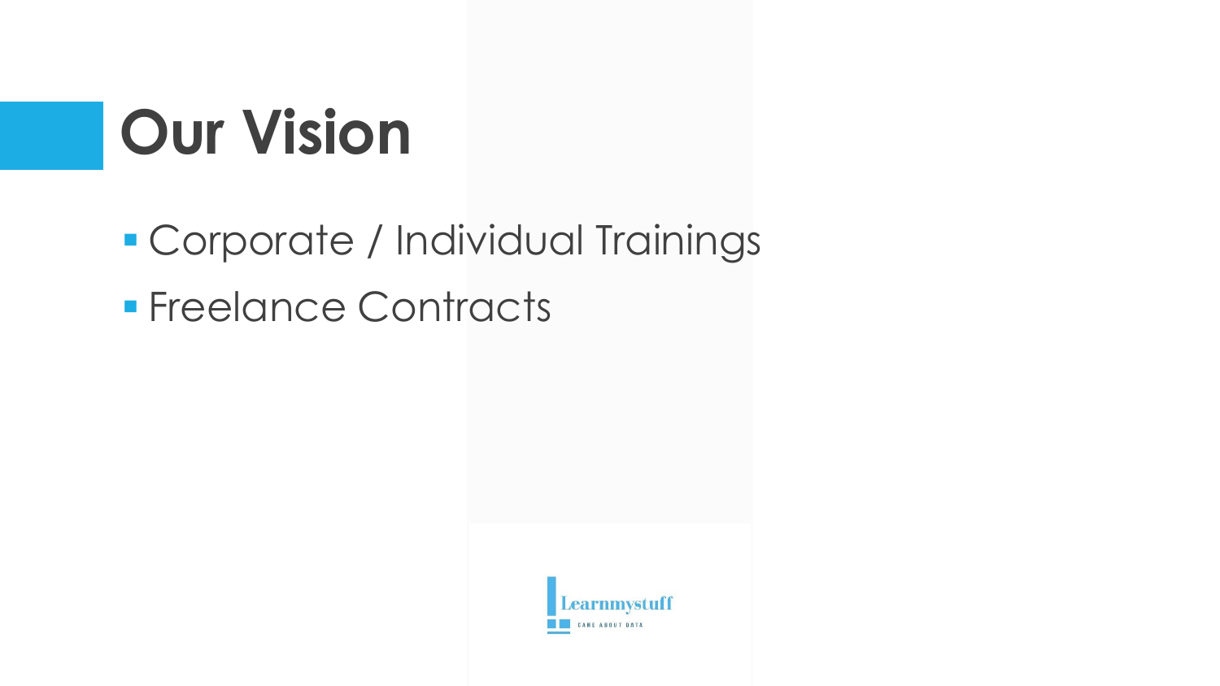# Our Vision

- Corporate / Individual Trainings
- Freelance Contracts

Learnmystuff
CARE ABOUT DATA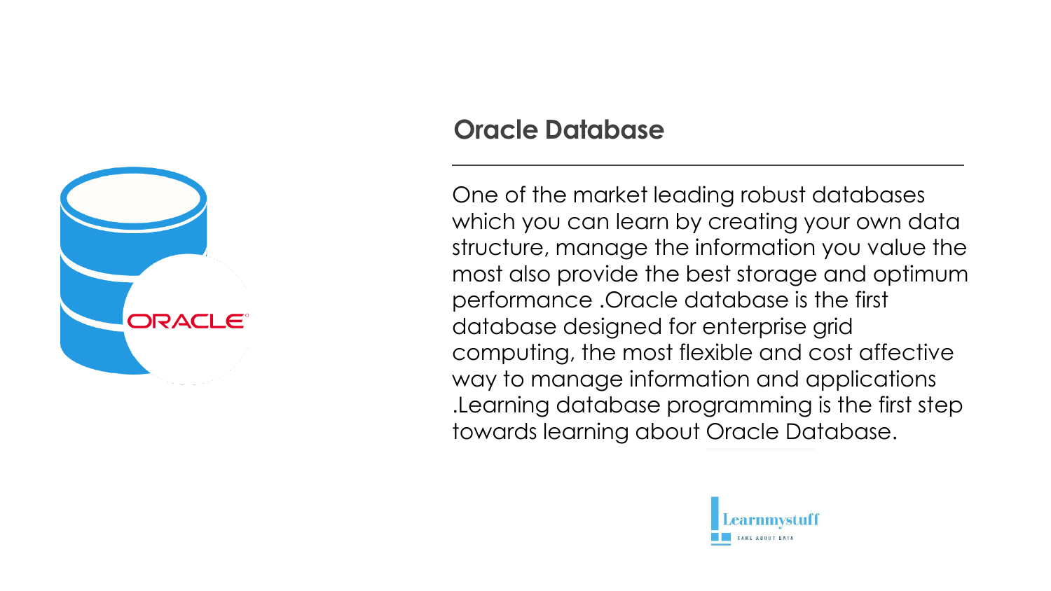# Oracle Database

One of the market leading robust databases which you can learn by creating your own data structure, manage the information you value the most also provide the best storage and optimum performance .Oracle database is the first database designed for enterprise grid computing, the most flexible and cost affective way to manage information and applications .Learning database programming is the first step towards learning about Oracle Database.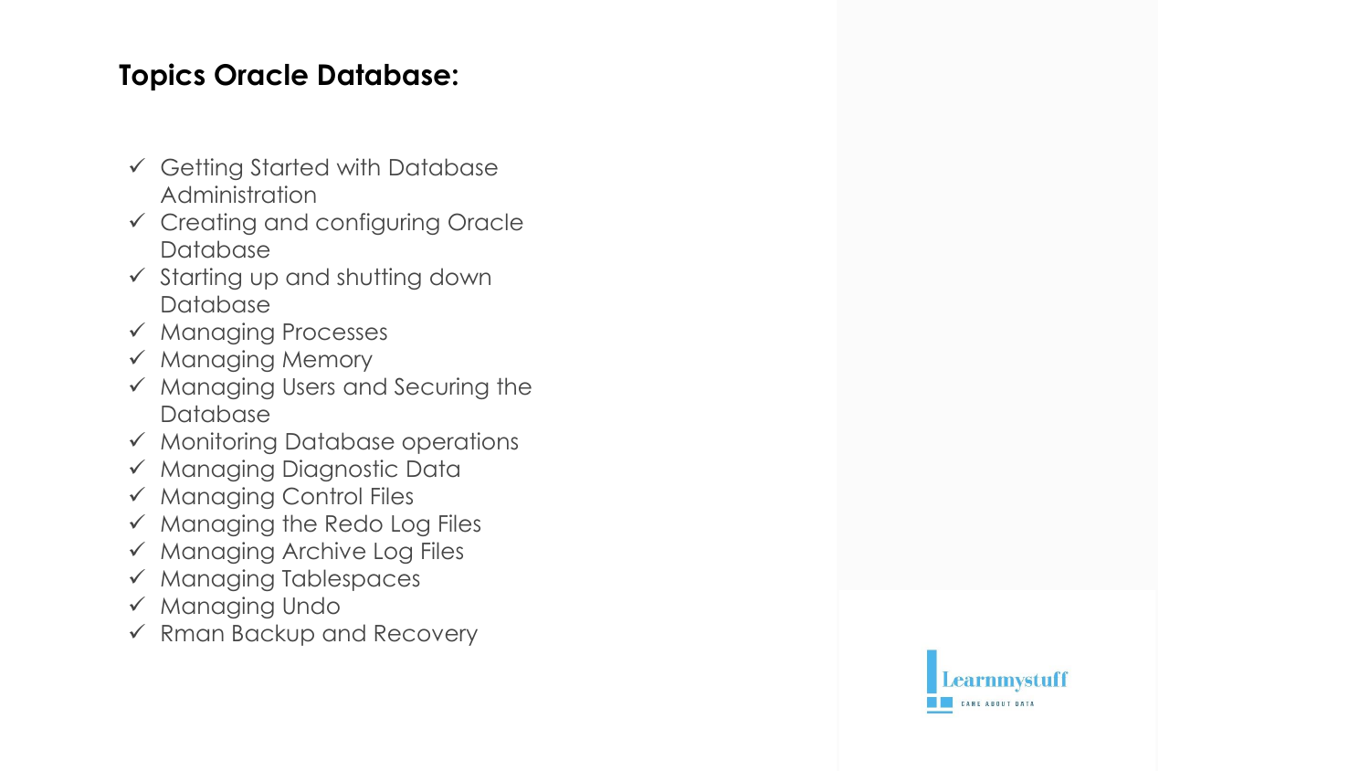## Topics Oracle Database:

- ✓ Getting Started with Database Administration
- ✓ Creating and configuring Oracle Database
- ✓ Starting up and shutting down Database
- ✓ Managing Processes
- ✓ Managing Memory
- ✓ Managing Users and Securing the Database
- ✓ Monitoring Database operations
- ✓ Managing Diagnostic Data
- ✓ Managing Control Files
- ✓ Managing the Redo Log Files
- ✓ Managing Archive Log Files
- ✓ Managing Tablespaces
- ✓ Managing Undo
- ✓ Rman Backup and Recovery

Learnmystuff
CARE ABOUT DATA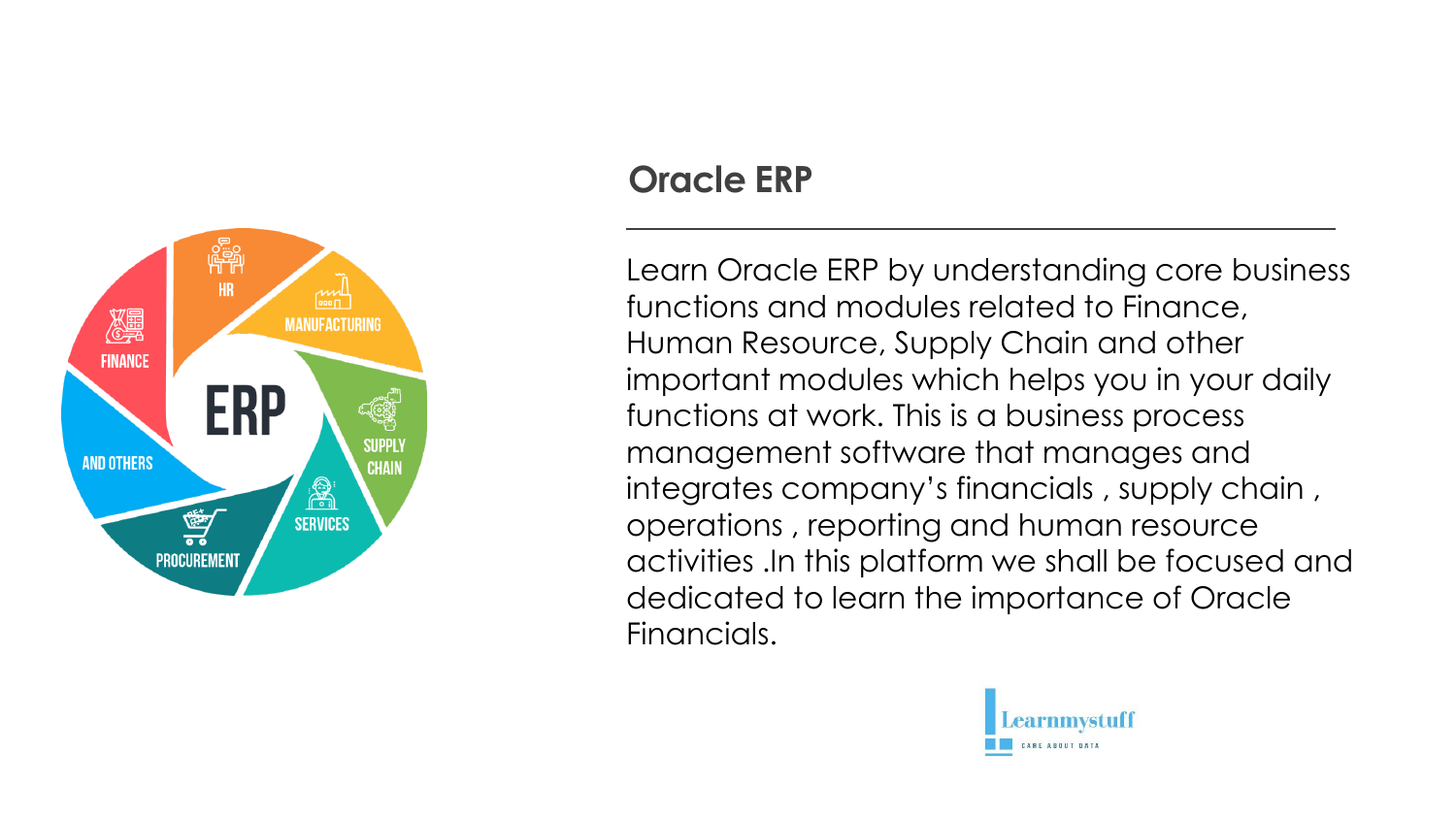## Oracle ERP

Learn Oracle ERP by understanding core business functions and modules related to Finance, Human Resource, Supply Chain and other important modules which helps you in your daily functions at work. This is a business process management software that manages and integrates company's financials , supply chain , operations , reporting and human resource activities .In this platform we shall be focused and dedicated to learn the importance of Oracle Financials.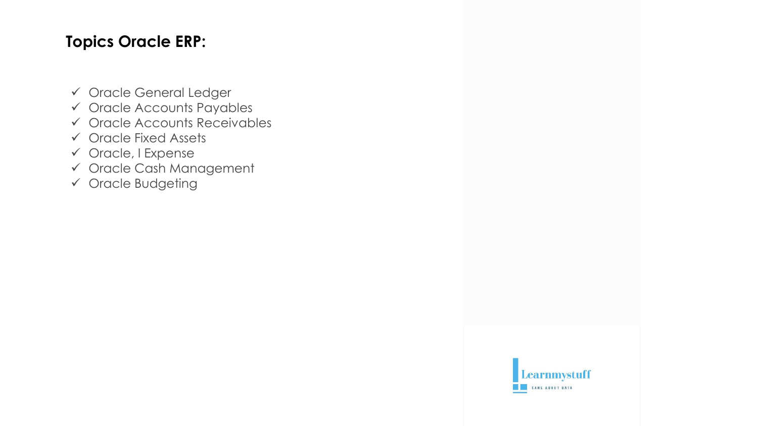## Topics Oracle ERP:

- ✓ Oracle General Ledger
- ✓ Oracle Accounts Payables
- ✓ Oracle Accounts Receivables
- ✓ Oracle Fixed Assets
- ✓ Oracle, I Expense
- ✓ Oracle Cash Management
- ✓ Oracle Budgeting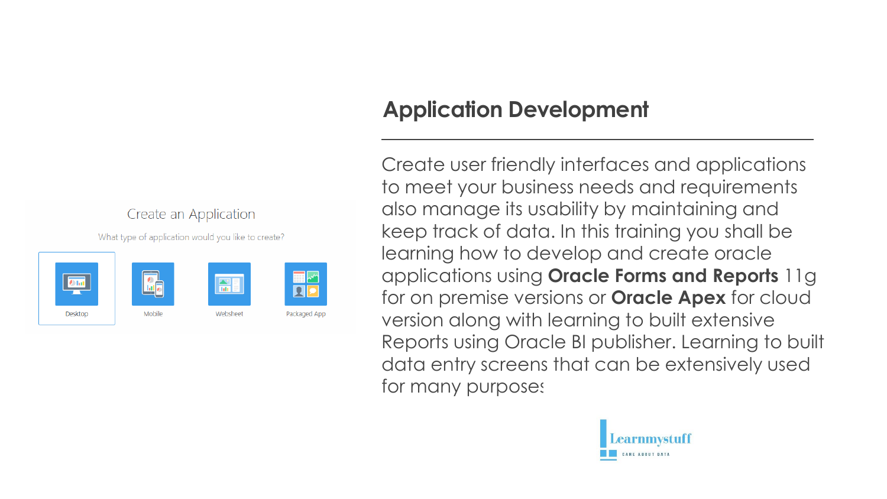## Application Development

Create user friendly interfaces and applications to meet your business needs and requirements also manage its usability by maintaining and keep track of data. In this training you shall be learning how to develop and create oracle applications using **Oracle Forms and Reports** 11g for on premise versions or **Oracle Apex** for cloud version along with learning to built extensive Reports using Oracle BI publisher. Learning to built data entry screens that can be extensively used for many purposes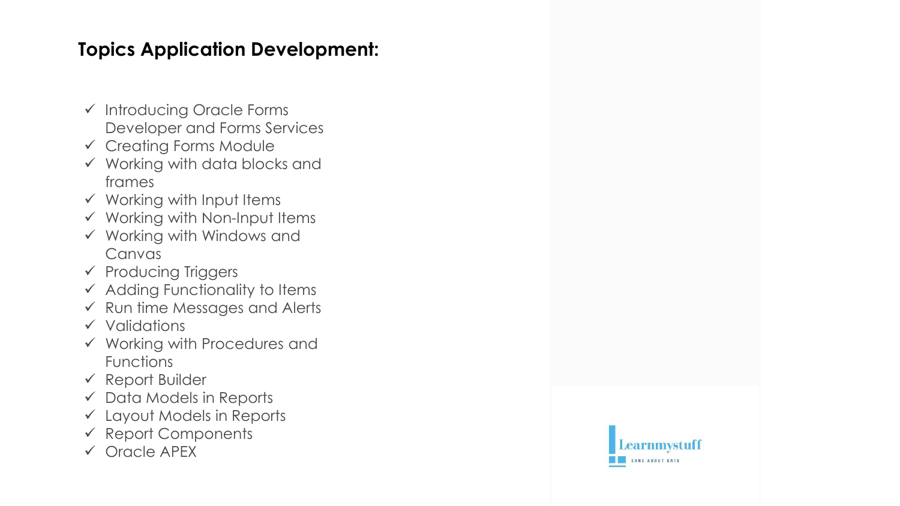## Topics Application Development:

- ✓ Introducing Oracle Forms Developer and Forms Services
- ✓ Creating Forms Module
- ✓ Working with data blocks and frames
- ✓ Working with Input Items
- ✓ Working with Non-Input Items
- ✓ Working with Windows and Canvas
- ✓ Producing Triggers
- ✓ Adding Functionality to Items
- ✓ Run time Messages and Alerts
- ✓ Validations
- ✓ Working with Procedures and Functions
- ✓ Report Builder
- ✓ Data Models in Reports
- ✓ Layout Models in Reports
- ✓ Report Components
- ✓ Oracle APEX

Learnmystuff
CARE ABOUT DATA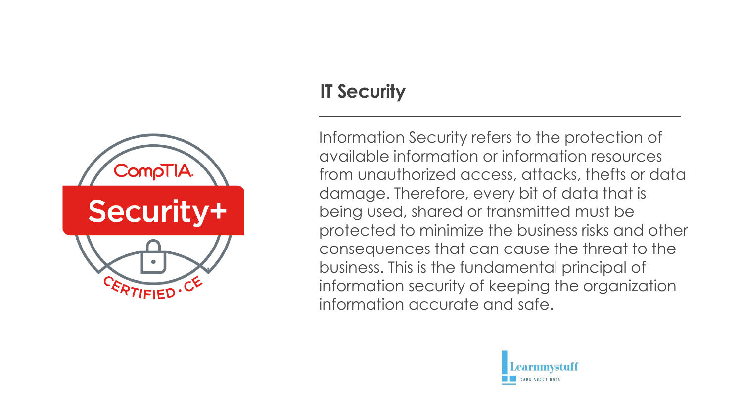## IT Security

Information Security refers to the protection of available information or information resources from unauthorized access, attacks, thefts or data damage. Therefore, every bit of data that is being used, shared or transmitted must be protected to minimize the business risks and other consequences that can cause the threat to the business. This is the fundamental principal of information security of keeping the organization information accurate and safe.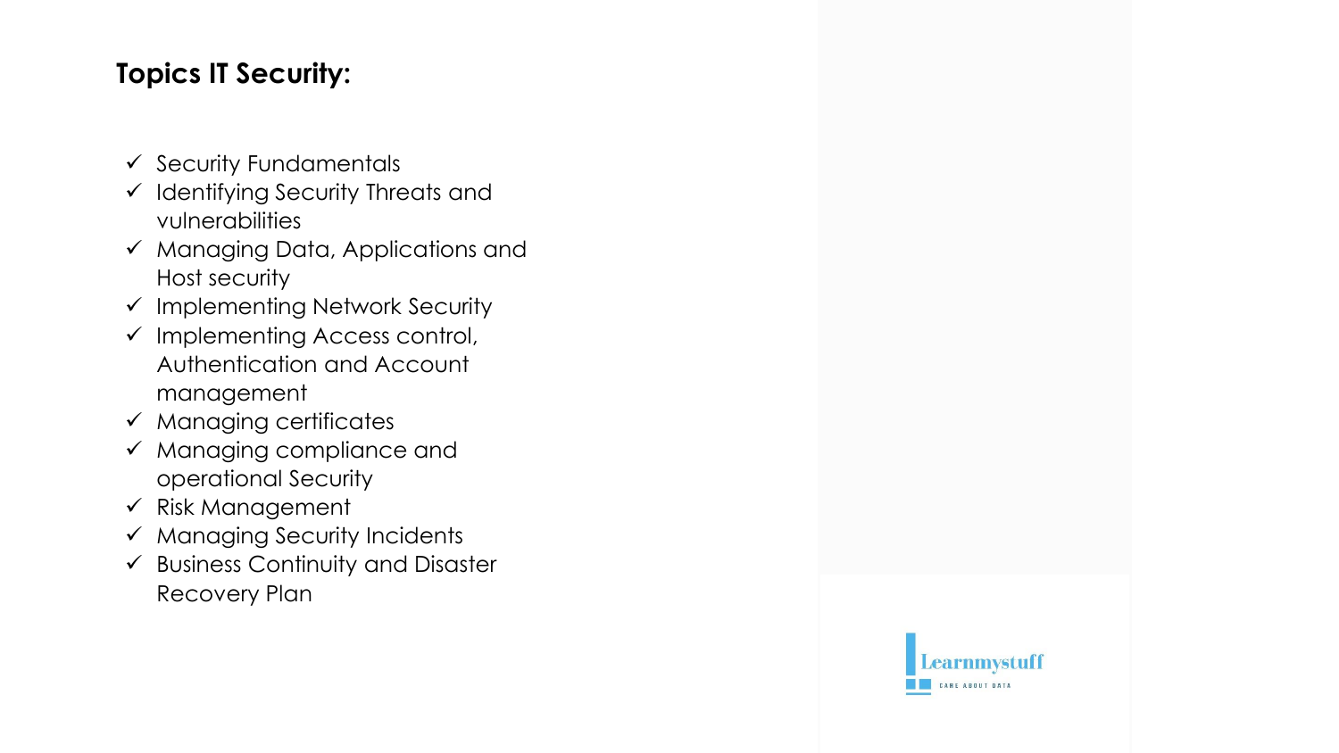**Topics IT Security:**

- ✓ Security Fundamentals
- ✓ Identifying Security Threats and vulnerabilities
- ✓ Managing Data, Applications and Host security
- ✓ Implementing Network Security
- ✓ Implementing Access control, Authentication and Account management
- ✓ Managing certificates
- ✓ Managing compliance and operational Security
- ✓ Risk Management
- ✓ Managing Security Incidents
- ✓ Business Continuity and Disaster Recovery Plan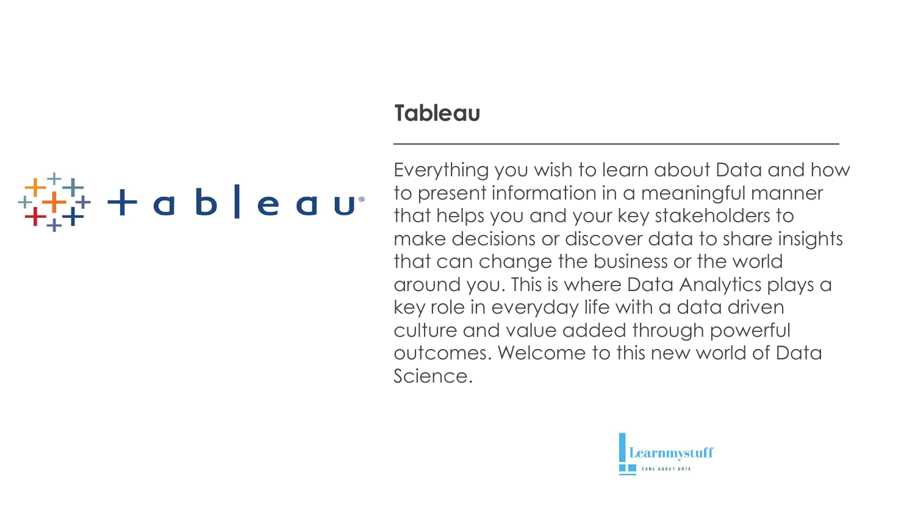## Tableau

Everything you wish to learn about Data and how to present information in a meaningful manner that helps you and your key stakeholders to make decisions or discover data to share insights that can change the business or the world around you. This is where Data Analytics plays a key role in everyday life with a data driven culture and value added through powerful outcomes. Welcome to this new world of Data Science.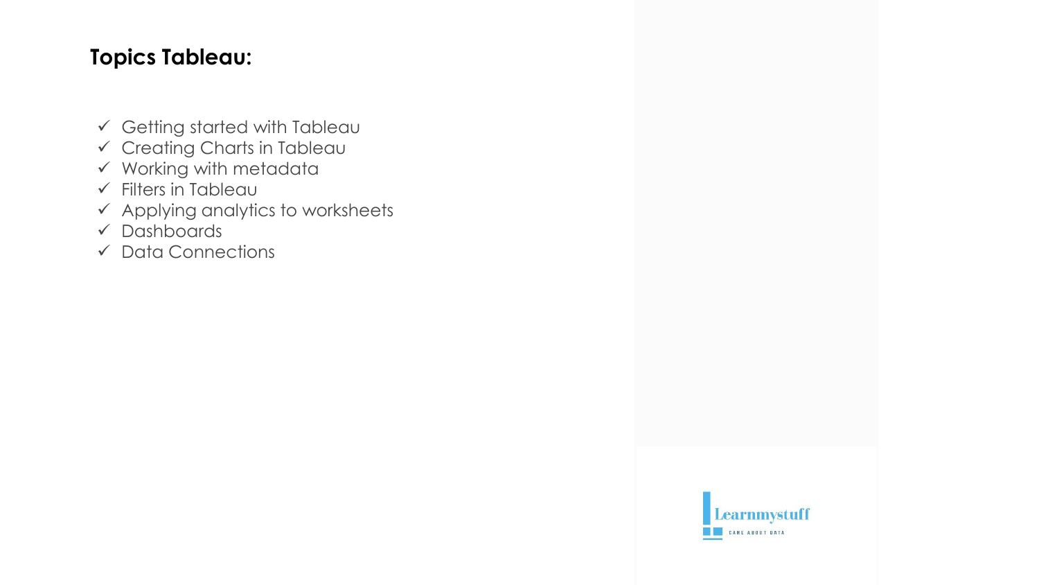**Topics Tableau:**

- ✓ Getting started with Tableau
- ✓ Creating Charts in Tableau
- ✓ Working with metadata
- ✓ Filters in Tableau
- ✓ Applying analytics to worksheets
- ✓ Dashboards
- ✓ Data Connections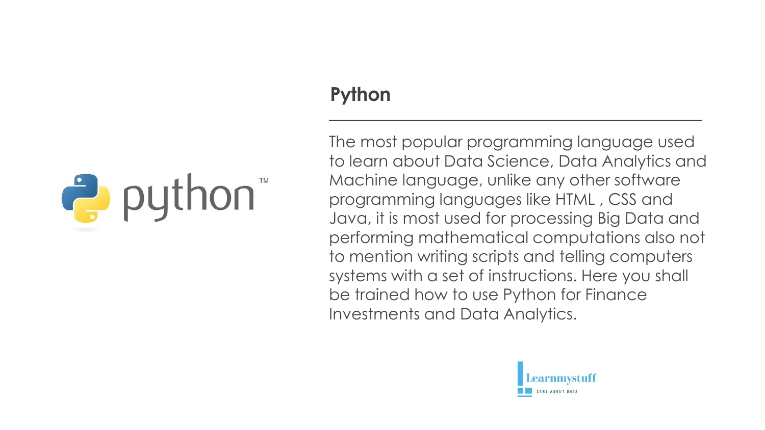## Python

The most popular programming language used to learn about Data Science, Data Analytics and Machine language, unlike any other software programming languages like HTML , CSS and Java, it is most used for processing Big Data and performing mathematical computations also not to mention writing scripts and telling computers systems with a set of instructions. Here you shall be trained how to use Python for Finance Investments and Data Analytics.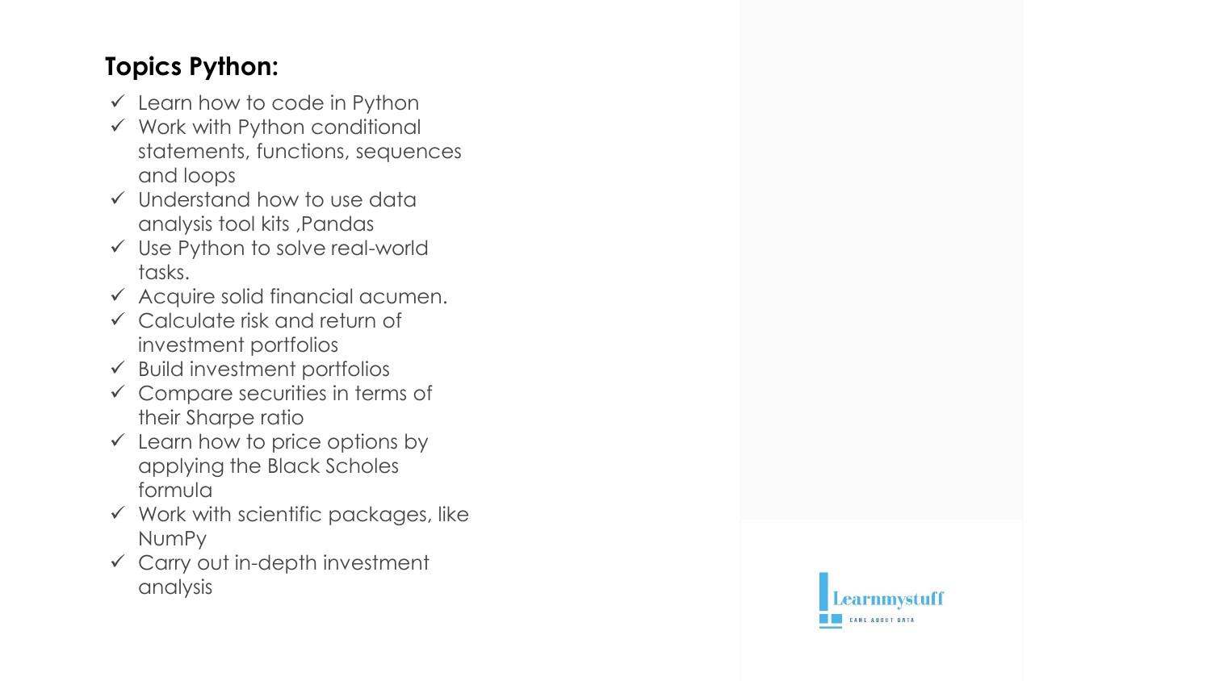## Topics Python:

- ✓ Learn how to code in Python
- ✓ Work with Python conditional statements, functions, sequences and loops
- ✓ Understand how to use data analysis tool kits ,Pandas
- ✓ Use Python to solve real-world tasks.
- ✓ Acquire solid financial acumen.
- ✓ Calculate risk and return of investment portfolios
- ✓ Build investment portfolios
- ✓ Compare securities in terms of their Sharpe ratio
- ✓ Learn how to price options by applying the Black Scholes formula
- ✓ Work with scientific packages, like NumPy
- ✓ Carry out in-depth investment analysis

Learnmystuff

CARE ABOUT DATA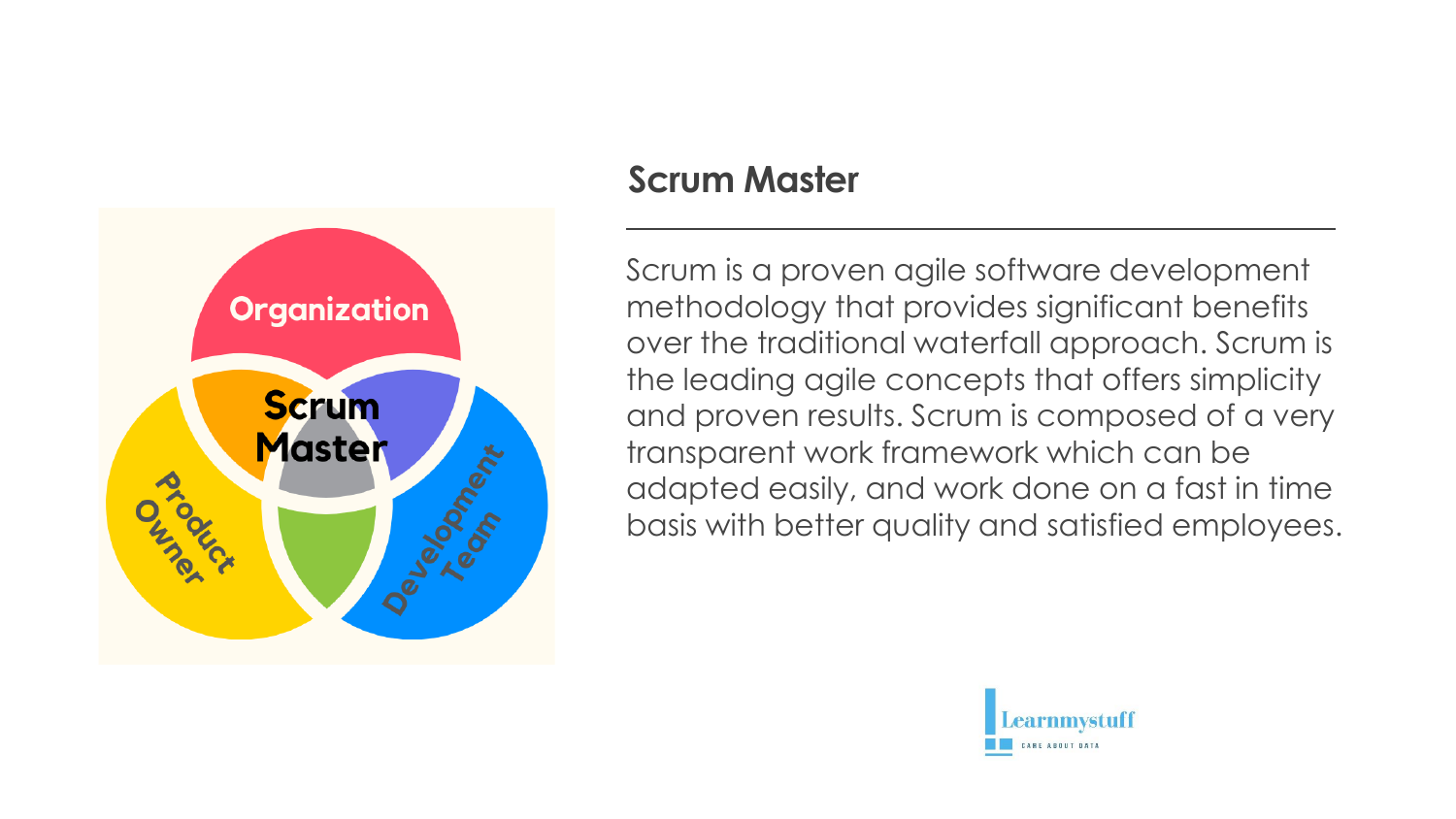## Scrum Master

Organization

Scrum Master

Product Owner

Development Team

Scrum is a proven agile software development methodology that provides significant benefits over the traditional waterfall approach. Scrum is the leading agile concepts that offers simplicity and proven results. Scrum is composed of a very transparent work framework which can be adapted easily, and work done on a fast in time basis with better quality and satisfied employees.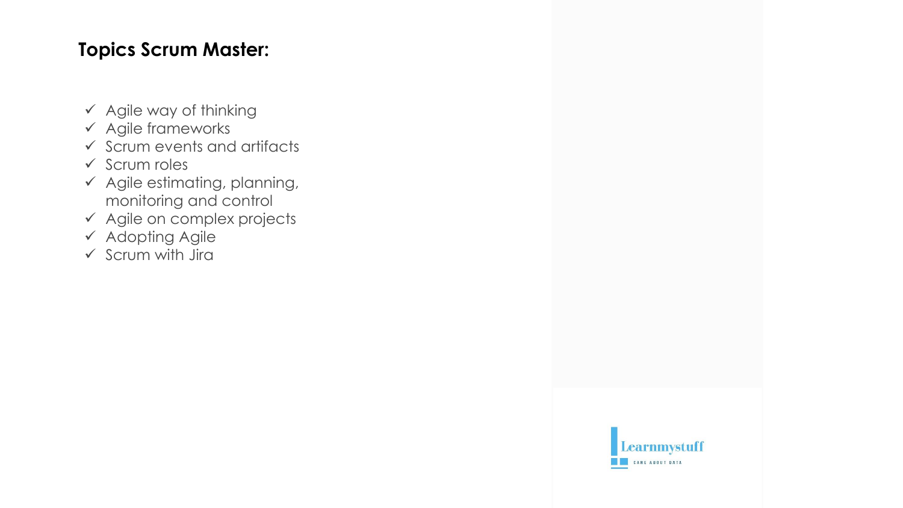## Topics Scrum Master:

- ✓ Agile way of thinking
- ✓ Agile frameworks
- ✓ Scrum events and artifacts
- ✓ Scrum roles
- ✓ Agile estimating, planning, monitoring and control
- ✓ Agile on complex projects
- ✓ Adopting Agile
- ✓ Scrum with Jira

Learnmystuff
CARE ABOUT DATA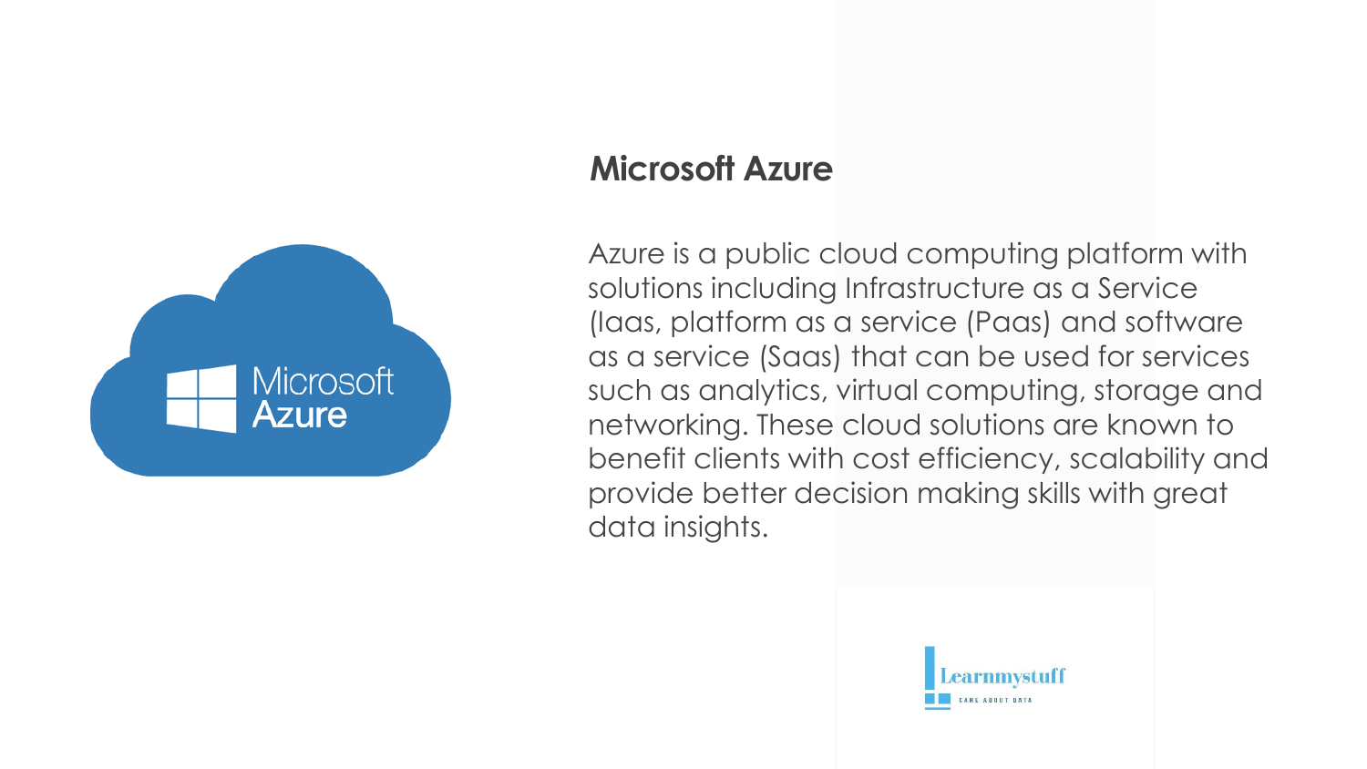## Microsoft Azure

Azure is a public cloud computing platform with solutions including Infrastructure as a Service (Iaas, platform as a service (Paas) and software as a service (Saas) that can be used for services such as analytics, virtual computing, storage and networking. These cloud solutions are known to benefit clients with cost efficiency, scalability and provide better decision making skills with great data insights.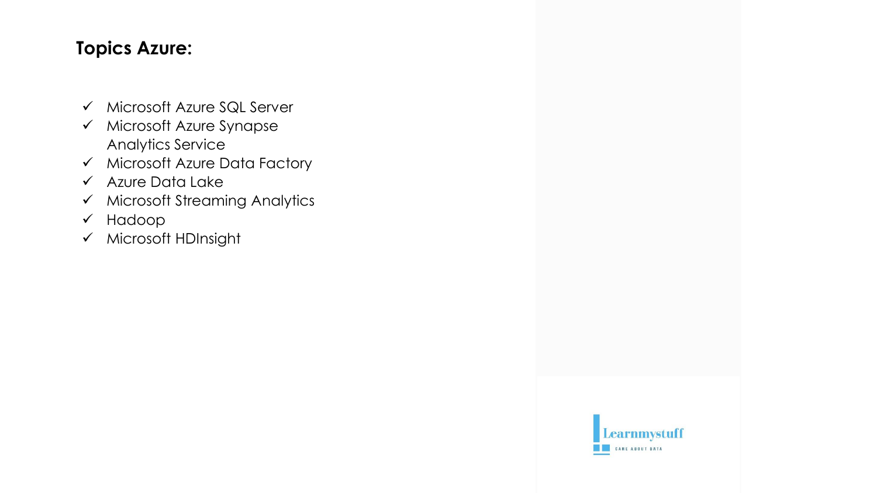## Topics Azure:

- ✓ Microsoft Azure SQL Server
- ✓ Microsoft Azure Synapse Analytics Service
- ✓ Microsoft Azure Data Factory
- ✓ Azure Data Lake
- ✓ Microsoft Streaming Analytics
- ✓ Hadoop
- ✓ Microsoft HDInsight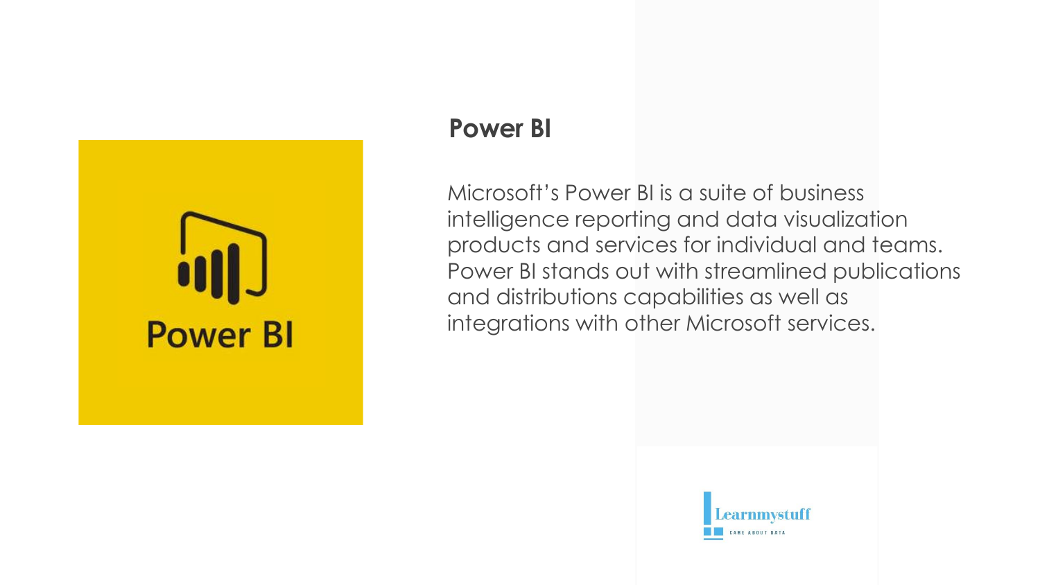## Power BI

Microsoft's Power BI is a suite of business intelligence reporting and data visualization products and services for individual and teams. Power BI stands out with streamlined publications and distributions capabilities as well as integrations with other Microsoft services.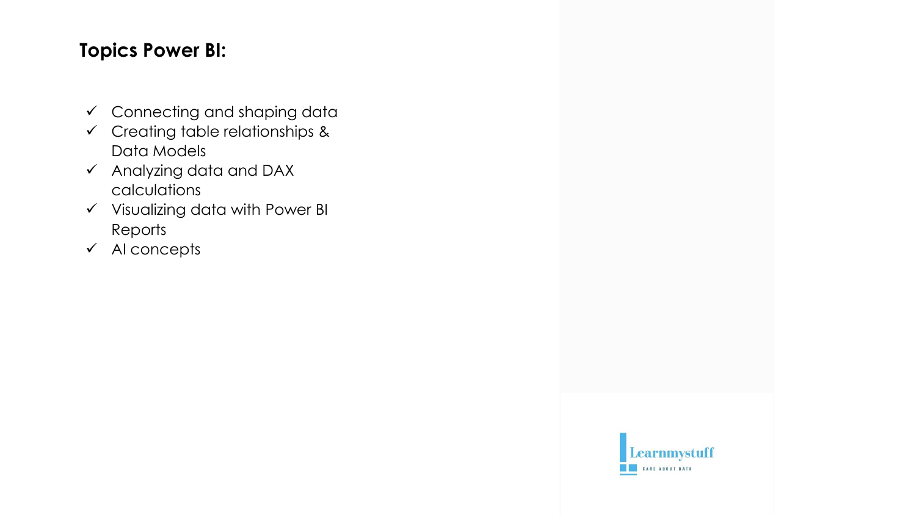## Topics Power BI:

- ✓ Connecting and shaping data
- ✓ Creating table relationships & Data Models
- ✓ Analyzing data and DAX calculations
- ✓ Visualizing data with Power BI Reports
- ✓ AI concepts

Learnmystuff

CARE ABOUT DATA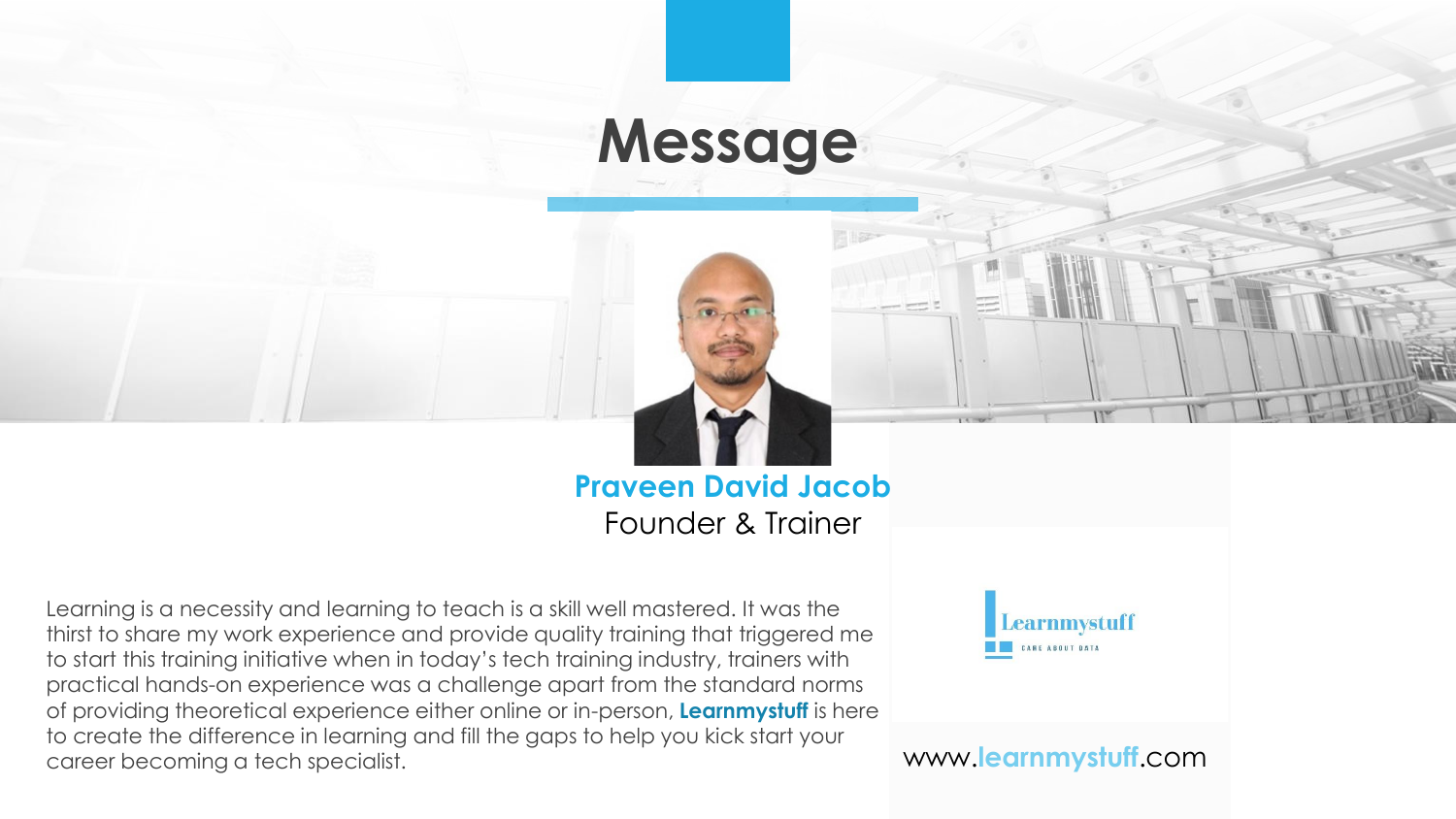# Message

**Praveen David Jacob**
Founder & Trainer

Learning is a necessity and learning to teach is a skill well mastered. It was the thirst to share my work experience and provide quality training that triggered me to start this training initiative when in today's tech training industry, trainers with practical hands-on experience was a challenge apart from the standard norms of providing theoretical experience either online or in-person, **Learnmystuff** is here to create the difference in learning and fill the gaps to help you kick start your career becoming a tech specialist.

Learnmystuff
CARE ABOUT DATA

www.learnmystuff.com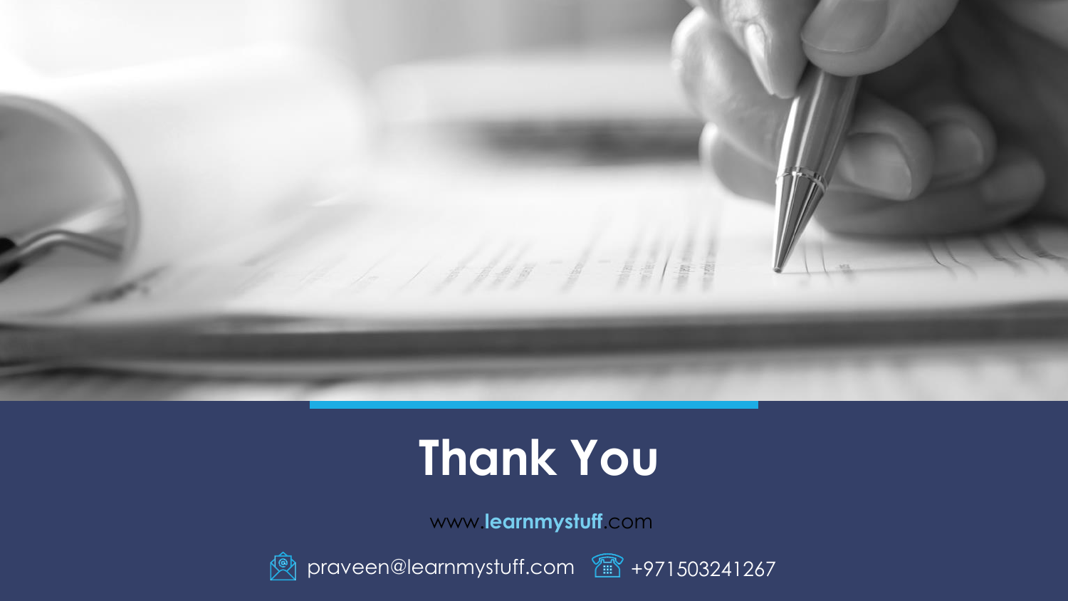# Thank You

www.learnmystuff.com

praveen@learnmystuff.com +971503241267